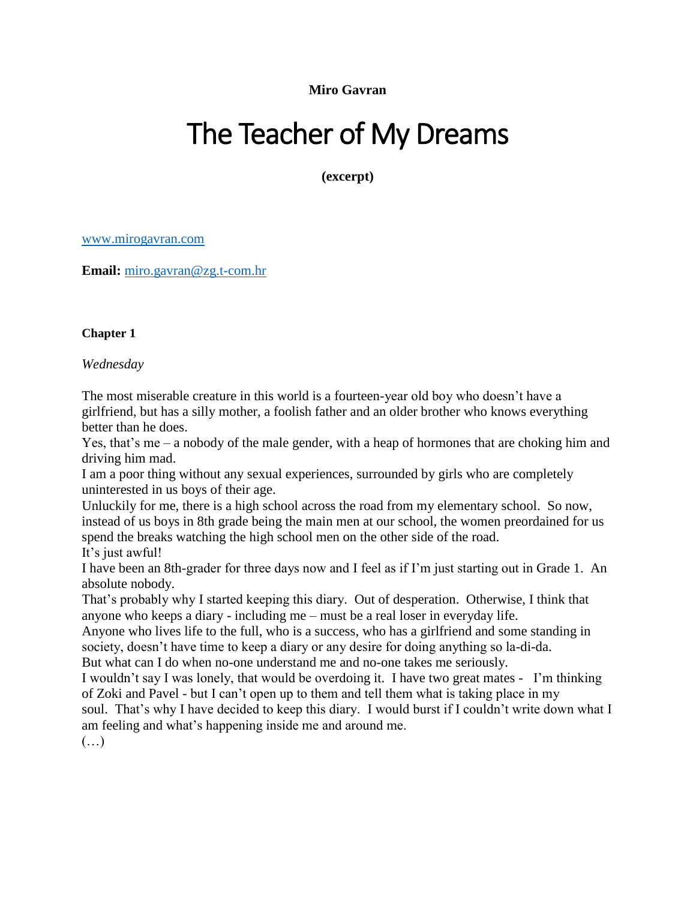**Miro Gavran**

# The Teacher of My Dreams

**(excerpt)**

[www.mirogavran.com](http://www.mirogavran.com)

**Email:** [miro.gavran@zg.t-com.hr](mailto:miro.gavran@zg.t-com.hr)

**Chapter 1**

*Wednesday*

The most miserable creature in this world is a fourteen-year old boy who doesn't have a girlfriend, but has a silly mother, a foolish father and an older brother who knows everything better than he does.

Yes, that's me – a nobody of the male gender, with a heap of hormones that are choking him and driving him mad.

I am a poor thing without any sexual experiences, surrounded by girls who are completely uninterested in us boys of their age.

Unluckily for me, there is a high school across the road from my elementary school. So now, instead of us boys in 8th grade being the main men at our school, the women preordained for us spend the breaks watching the high school men on the other side of the road.

It's just awful!

I have been an 8th-grader for three days now and I feel as if I'm just starting out in Grade 1. An absolute nobody.

That's probably why I started keeping this diary. Out of desperation. Otherwise, I think that anyone who keeps a diary - including me – must be a real loser in everyday life.

Anyone who lives life to the full, who is a success, who has a girlfriend and some standing in society, doesn't have time to keep a diary or any desire for doing anything so la-di-da.

But what can I do when no-one understand me and no-one takes me seriously.

I wouldn't say I was lonely, that would be overdoing it. I have two great mates - I'm thinking of Zoki and Pavel - but I can't open up to them and tell them what is taking place in my soul. That's why I have decided to keep this diary. I would burst if I couldn't write down what I am feeling and what's happening inside me and around me.

(…)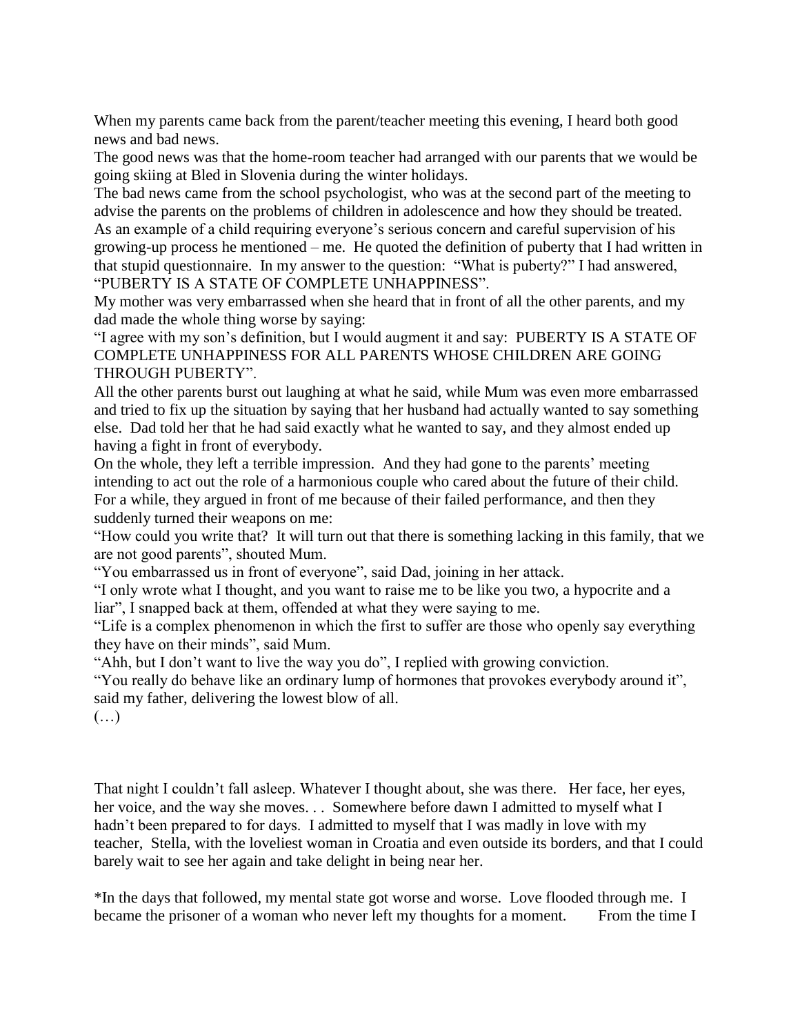When my parents came back from the parent/teacher meeting this evening, I heard both good news and bad news.

The good news was that the home-room teacher had arranged with our parents that we would be going skiing at Bled in Slovenia during the winter holidays.

The bad news came from the school psychologist, who was at the second part of the meeting to advise the parents on the problems of children in adolescence and how they should be treated. As an example of a child requiring everyone's serious concern and careful supervision of his growing-up process he mentioned – me. He quoted the definition of puberty that I had written in that stupid questionnaire. In my answer to the question: "What is puberty?" I had answered, "PUBERTY IS A STATE OF COMPLETE UNHAPPINESS".

My mother was very embarrassed when she heard that in front of all the other parents, and my dad made the whole thing worse by saying:

"I agree with my son's definition, but I would augment it and say: PUBERTY IS A STATE OF COMPLETE UNHAPPINESS FOR ALL PARENTS WHOSE CHILDREN ARE GOING THROUGH PUBERTY".

All the other parents burst out laughing at what he said, while Mum was even more embarrassed and tried to fix up the situation by saying that her husband had actually wanted to say something else. Dad told her that he had said exactly what he wanted to say, and they almost ended up having a fight in front of everybody.

On the whole, they left a terrible impression. And they had gone to the parents' meeting intending to act out the role of a harmonious couple who cared about the future of their child. For a while, they argued in front of me because of their failed performance, and then they suddenly turned their weapons on me:

"How could you write that? It will turn out that there is something lacking in this family, that we are not good parents", shouted Mum.

"You embarrassed us in front of everyone", said Dad, joining in her attack.

"I only wrote what I thought, and you want to raise me to be like you two, a hypocrite and a liar", I snapped back at them, offended at what they were saying to me.

"Life is a complex phenomenon in which the first to suffer are those who openly say everything they have on their minds", said Mum.

"Ahh, but I don't want to live the way you do", I replied with growing conviction.

"You really do behave like an ordinary lump of hormones that provokes everybody around it", said my father, delivering the lowest blow of all.

(…)

That night I couldn't fall asleep. Whatever I thought about, she was there. Her face, her eyes, her voice, and the way she moves. . . Somewhere before dawn I admitted to myself what I hadn't been prepared to for days. I admitted to myself that I was madly in love with my teacher, Stella, with the loveliest woman in Croatia and even outside its borders, and that I could barely wait to see her again and take delight in being near her.

*In the days that followed, my mental state got worse and worse. Love flooded through me. I became the prisoner of a woman who never left my thoughts for a moment. From the time I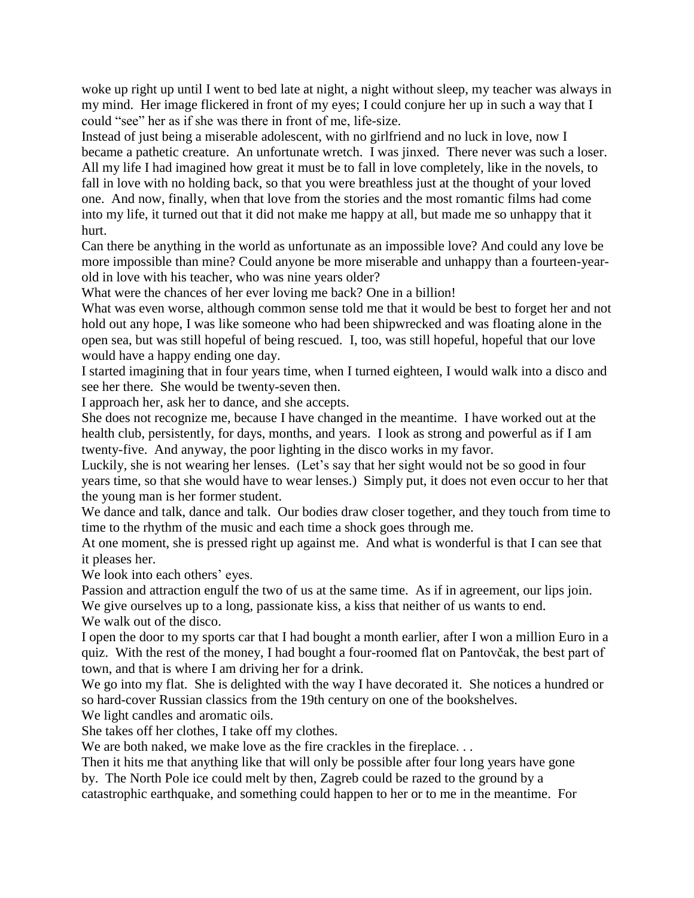woke up right up until I went to bed late at night, a night without sleep, my teacher was always in my mind. Her image flickered in front of my eyes; I could conjure her up in such a way that I could "see" her as if she was there in front of me, life-size.

Instead of just being a miserable adolescent, with no girlfriend and no luck in love, now I became a pathetic creature. An unfortunate wretch. I was jinxed. There never was such a loser. All my life I had imagined how great it must be to fall in love completely, like in the novels, to fall in love with no holding back, so that you were breathless just at the thought of your loved one. And now, finally, when that love from the stories and the most romantic films had come into my life, it turned out that it did not make me happy at all, but made me so unhappy that it hurt.

Can there be anything in the world as unfortunate as an impossible love? And could any love be more impossible than mine? Could anyone be more miserable and unhappy than a fourteen-year-old in love with his teacher, who was nine years older?

What were the chances of her ever loving me back? One in a billion!

What was even worse, although common sense told me that it would be best to forget her and not hold out any hope, I was like someone who had been shipwrecked and was floating alone in the open sea, but was still hopeful of being rescued. I, too, was still hopeful, hopeful that our love would have a happy ending one day.

I started imagining that in four years time, when I turned eighteen, I would walk into a disco and see her there. She would be twenty-seven then.

I approach her, ask her to dance, and she accepts.

She does not recognize me, because I have changed in the meantime. I have worked out at the health club, persistently, for days, months, and years. I look as strong and powerful as if I am twenty-five. And anyway, the poor lighting in the disco works in my favor.

Luckily, she is not wearing her lenses. (Let's say that her sight would not be so good in four years time, so that she would have to wear lenses.) Simply put, it does not even occur to her that the young man is her former student.

We dance and talk, dance and talk. Our bodies draw closer together, and they touch from time to time to the rhythm of the music and each time a shock goes through me.

At one moment, she is pressed right up against me. And what is wonderful is that I can see that it pleases her.

We look into each others' eyes.

Passion and attraction engulf the two of us at the same time. As if in agreement, our lips join. We give ourselves up to a long, passionate kiss, a kiss that neither of us wants to end.

We walk out of the disco.

I open the door to my sports car that I had bought a month earlier, after I won a million Euro in a quiz. With the rest of the money, I had bought a four-roomed flat on Pantovčak, the best part of town, and that is where I am driving her for a drink.

We go into my flat. She is delighted with the way I have decorated it. She notices a hundred or so hard-cover Russian classics from the 19th century on one of the bookshelves.

We light candles and aromatic oils.

She takes off her clothes, I take off my clothes.

We are both naked, we make love as the fire crackles in the fireplace. . .

Then it hits me that anything like that will only be possible after four long years have gone by. The North Pole ice could melt by then, Zagreb could be razed to the ground by a catastrophic earthquake, and something could happen to her or to me in the meantime. For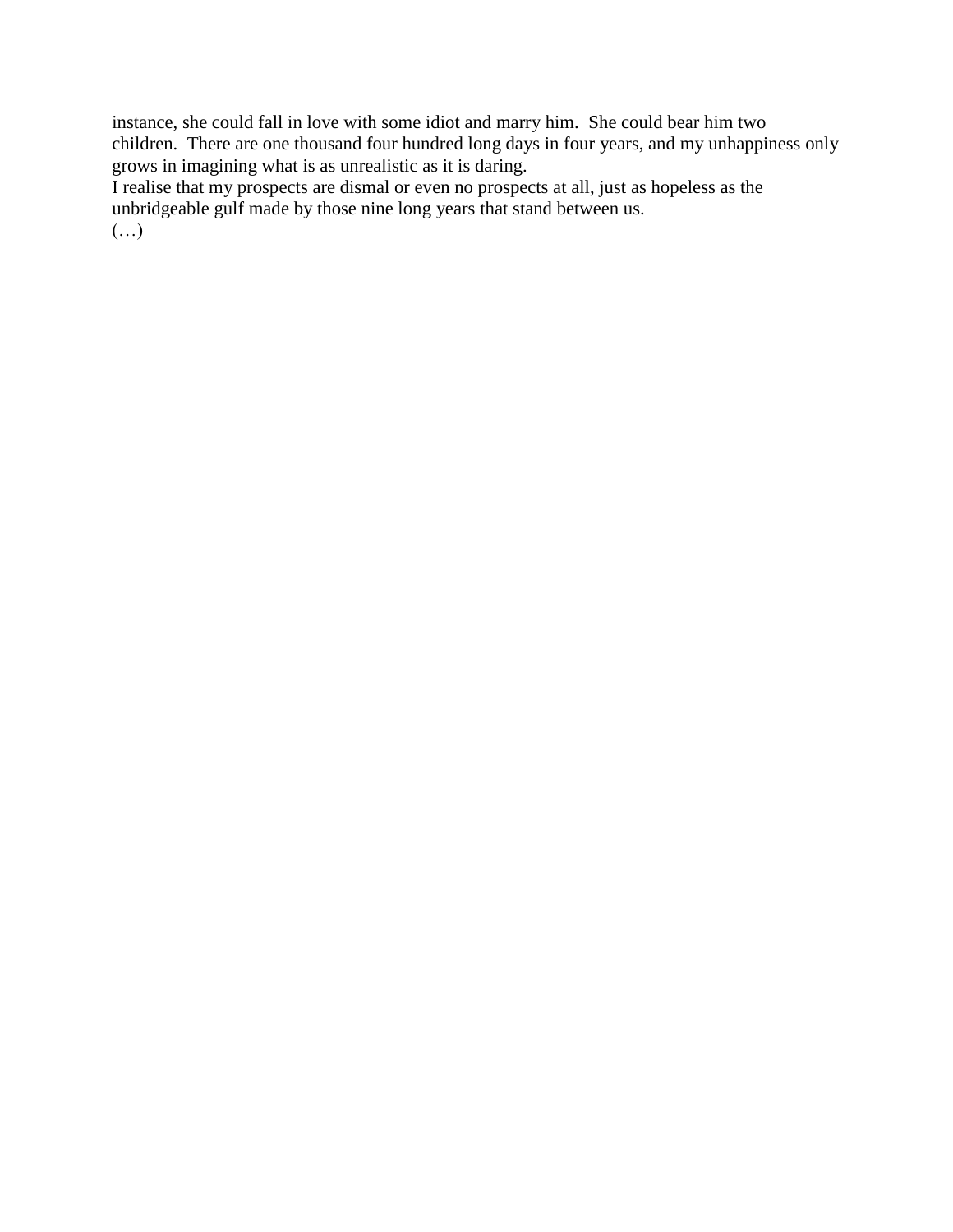instance, she could fall in love with some idiot and marry him. She could bear him two children. There are one thousand four hundred long days in four years, and my unhappiness only grows in imagining what is as unrealistic as it is daring.

I realise that my prospects are dismal or even no prospects at all, just as hopeless as the unbridgeable gulf made by those nine long years that stand between us.

(…)